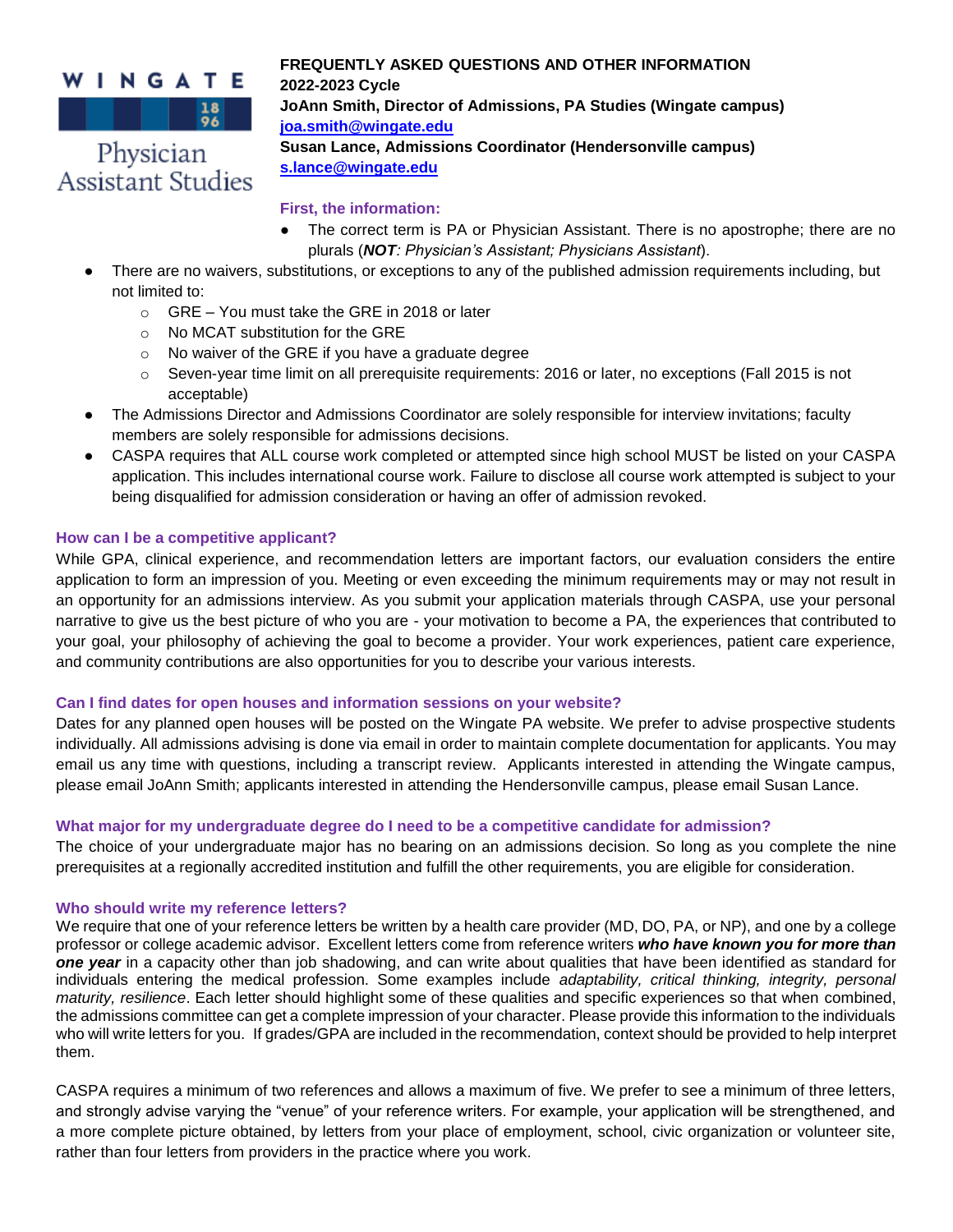Wingate Physician Assistant Studies

**FREQUENTLY ASKED QUESTIONS AND OTHER INFORMATION**
**2022-2023 Cycle**
**JoAnn Smith, Director of Admissions, PA Studies (Wingate campus)**
**joa.smith@wingate.edu**
**Susan Lance, Admissions Coordinator (Hendersonville campus)**
**s.lance@wingate.edu**

## First, the information:

- The correct term is PA or Physician Assistant. There is no apostrophe; there are no plurals (***NOT****: Physician's Assistant; Physicians Assistant*).
- There are no waivers, substitutions, or exceptions to any of the published admission requirements including, but not limited to:
  - GRE – You must take the GRE in 2018 or later
  - No MCAT substitution for the GRE
  - No waiver of the GRE if you have a graduate degree
  - Seven-year time limit on all prerequisite requirements: 2016 or later, no exceptions (Fall 2015 is not acceptable)
- The Admissions Director and Admissions Coordinator are solely responsible for interview invitations; faculty members are solely responsible for admissions decisions.
- CASPA requires that ALL course work completed or attempted since high school MUST be listed on your CASPA application. This includes international course work. Failure to disclose all course work attempted is subject to your being disqualified for admission consideration or having an offer of admission revoked.

## How can I be a competitive applicant?

While GPA, clinical experience, and recommendation letters are important factors, our evaluation considers the entire application to form an impression of you. Meeting or even exceeding the minimum requirements may or may not result in an opportunity for an admissions interview. As you submit your application materials through CASPA, use your personal narrative to give us the best picture of who you are - your motivation to become a PA, the experiences that contributed to your goal, your philosophy of achieving the goal to become a provider. Your work experiences, patient care experience, and community contributions are also opportunities for you to describe your various interests.

## Can I find dates for open houses and information sessions on your website?

Dates for any planned open houses will be posted on the Wingate PA website. We prefer to advise prospective students individually. All admissions advising is done via email in order to maintain complete documentation for applicants. You may email us any time with questions, including a transcript review. Applicants interested in attending the Wingate campus, please email JoAnn Smith; applicants interested in attending the Hendersonville campus, please email Susan Lance.

## What major for my undergraduate degree do I need to be a competitive candidate for admission?

The choice of your undergraduate major has no bearing on an admissions decision. So long as you complete the nine prerequisites at a regionally accredited institution and fulfill the other requirements, you are eligible for consideration.

## Who should write my reference letters?

We require that one of your reference letters be written by a health care provider (MD, DO, PA, or NP), and one by a college professor or college academic advisor. Excellent letters come from reference writers ***who have known you for more than one year*** in a capacity other than job shadowing, and can write about qualities that have been identified as standard for individuals entering the medical profession. Some examples include *adaptability, critical thinking, integrity, personal maturity, resilience*. Each letter should highlight some of these qualities and specific experiences so that when combined, the admissions committee can get a complete impression of your character. Please provide this information to the individuals who will write letters for you. If grades/GPA are included in the recommendation, context should be provided to help interpret them.

CASPA requires a minimum of two references and allows a maximum of five. We prefer to see a minimum of three letters, and strongly advise varying the "venue" of your reference writers. For example, your application will be strengthened, and a more complete picture obtained, by letters from your place of employment, school, civic organization or volunteer site, rather than four letters from providers in the practice where you work.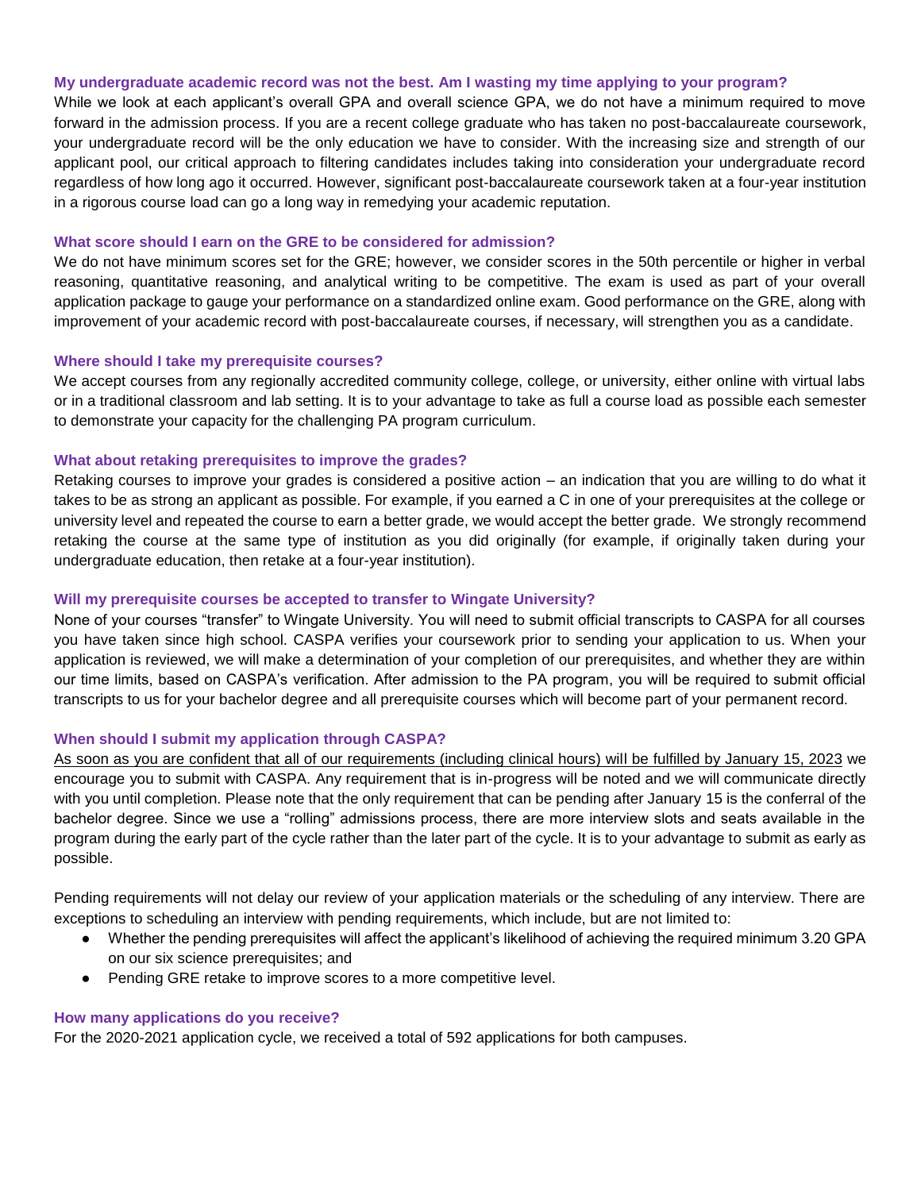### My undergraduate academic record was not the best. Am I wasting my time applying to your program?

While we look at each applicant's overall GPA and overall science GPA, we do not have a minimum required to move forward in the admission process. If you are a recent college graduate who has taken no post-baccalaureate coursework, your undergraduate record will be the only education we have to consider. With the increasing size and strength of our applicant pool, our critical approach to filtering candidates includes taking into consideration your undergraduate record regardless of how long ago it occurred. However, significant post-baccalaureate coursework taken at a four-year institution in a rigorous course load can go a long way in remedying your academic reputation.

### What score should I earn on the GRE to be considered for admission?

We do not have minimum scores set for the GRE; however, we consider scores in the 50th percentile or higher in verbal reasoning, quantitative reasoning, and analytical writing to be competitive. The exam is used as part of your overall application package to gauge your performance on a standardized online exam. Good performance on the GRE, along with improvement of your academic record with post-baccalaureate courses, if necessary, will strengthen you as a candidate.

### Where should I take my prerequisite courses?

We accept courses from any regionally accredited community college, college, or university, either online with virtual labs or in a traditional classroom and lab setting. It is to your advantage to take as full a course load as possible each semester to demonstrate your capacity for the challenging PA program curriculum.

### What about retaking prerequisites to improve the grades?

Retaking courses to improve your grades is considered a positive action – an indication that you are willing to do what it takes to be as strong an applicant as possible. For example, if you earned a C in one of your prerequisites at the college or university level and repeated the course to earn a better grade, we would accept the better grade. We strongly recommend retaking the course at the same type of institution as you did originally (for example, if originally taken during your undergraduate education, then retake at a four-year institution).

### Will my prerequisite courses be accepted to transfer to Wingate University?

None of your courses "transfer" to Wingate University. You will need to submit official transcripts to CASPA for all courses you have taken since high school. CASPA verifies your coursework prior to sending your application to us. When your application is reviewed, we will make a determination of your completion of our prerequisites, and whether they are within our time limits, based on CASPA's verification. After admission to the PA program, you will be required to submit official transcripts to us for your bachelor degree and all prerequisite courses which will become part of your permanent record.

### When should I submit my application through CASPA?

<u>As soon as you are confident that all of our requirements (including clinical hours) will be fulfilled by January 15, 2023</u> we encourage you to submit with CASPA. Any requirement that is in-progress will be noted and we will communicate directly with you until completion. Please note that the only requirement that can be pending after January 15 is the conferral of the bachelor degree. Since we use a "rolling" admissions process, there are more interview slots and seats available in the program during the early part of the cycle rather than the later part of the cycle. It is to your advantage to submit as early as possible.

Pending requirements will not delay our review of your application materials or the scheduling of any interview. There are exceptions to scheduling an interview with pending requirements, which include, but are not limited to:

- Whether the pending prerequisites will affect the applicant's likelihood of achieving the required minimum 3.20 GPA on our six science prerequisites; and
- Pending GRE retake to improve scores to a more competitive level.

### How many applications do you receive?

For the 2020-2021 application cycle, we received a total of 592 applications for both campuses.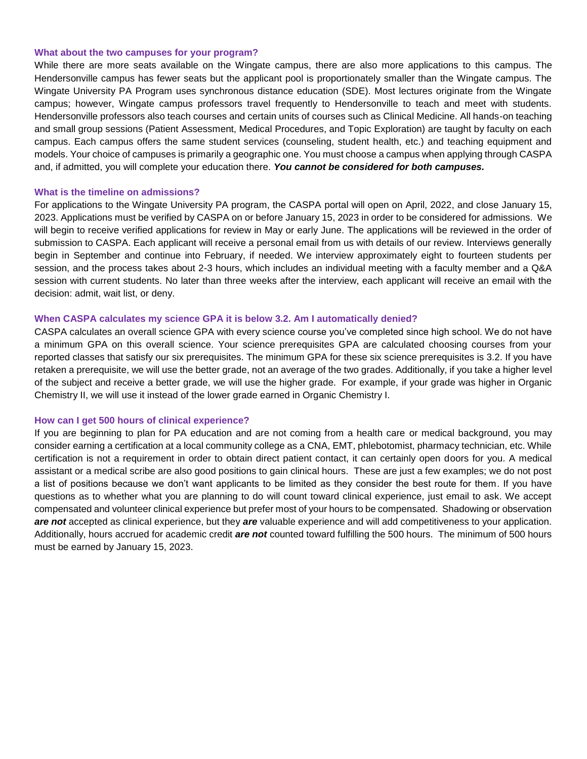### What about the two campuses for your program?

While there are more seats available on the Wingate campus, there are also more applications to this campus. The Hendersonville campus has fewer seats but the applicant pool is proportionately smaller than the Wingate campus. The Wingate University PA Program uses synchronous distance education (SDE). Most lectures originate from the Wingate campus; however, Wingate campus professors travel frequently to Hendersonville to teach and meet with students. Hendersonville professors also teach courses and certain units of courses such as Clinical Medicine. All hands-on teaching and small group sessions (Patient Assessment, Medical Procedures, and Topic Exploration) are taught by faculty on each campus. Each campus offers the same student services (counseling, student health, etc.) and teaching equipment and models. Your choice of campuses is primarily a geographic one. You must choose a campus when applying through CASPA and, if admitted, you will complete your education there. ***You cannot be considered for both campuses.***

### What is the timeline on admissions?

For applications to the Wingate University PA program, the CASPA portal will open on April, 2022, and close January 15, 2023. Applications must be verified by CASPA on or before January 15, 2023 in order to be considered for admissions. We will begin to receive verified applications for review in May or early June. The applications will be reviewed in the order of submission to CASPA. Each applicant will receive a personal email from us with details of our review. Interviews generally begin in September and continue into February, if needed. We interview approximately eight to fourteen students per session, and the process takes about 2-3 hours, which includes an individual meeting with a faculty member and a Q&A session with current students. No later than three weeks after the interview, each applicant will receive an email with the decision: admit, wait list, or deny.

### When CASPA calculates my science GPA it is below 3.2. Am I automatically denied?

CASPA calculates an overall science GPA with every science course you've completed since high school. We do not have a minimum GPA on this overall science. Your science prerequisites GPA are calculated choosing courses from your reported classes that satisfy our six prerequisites. The minimum GPA for these six science prerequisites is 3.2. If you have retaken a prerequisite, we will use the better grade, not an average of the two grades. Additionally, if you take a higher level of the subject and receive a better grade, we will use the higher grade. For example, if your grade was higher in Organic Chemistry II, we will use it instead of the lower grade earned in Organic Chemistry I.

### How can I get 500 hours of clinical experience?

If you are beginning to plan for PA education and are not coming from a health care or medical background, you may consider earning a certification at a local community college as a CNA, EMT, phlebotomist, pharmacy technician, etc. While certification is not a requirement in order to obtain direct patient contact, it can certainly open doors for you. A medical assistant or a medical scribe are also good positions to gain clinical hours. These are just a few examples; we do not post a list of positions because we don't want applicants to be limited as they consider the best route for them. If you have questions as to whether what you are planning to do will count toward clinical experience, just email to ask. We accept compensated and volunteer clinical experience but prefer most of your hours to be compensated. Shadowing or observation ***are not*** accepted as clinical experience, but they ***are*** valuable experience and will add competitiveness to your application. Additionally, hours accrued for academic credit ***are not*** counted toward fulfilling the 500 hours. The minimum of 500 hours must be earned by January 15, 2023.